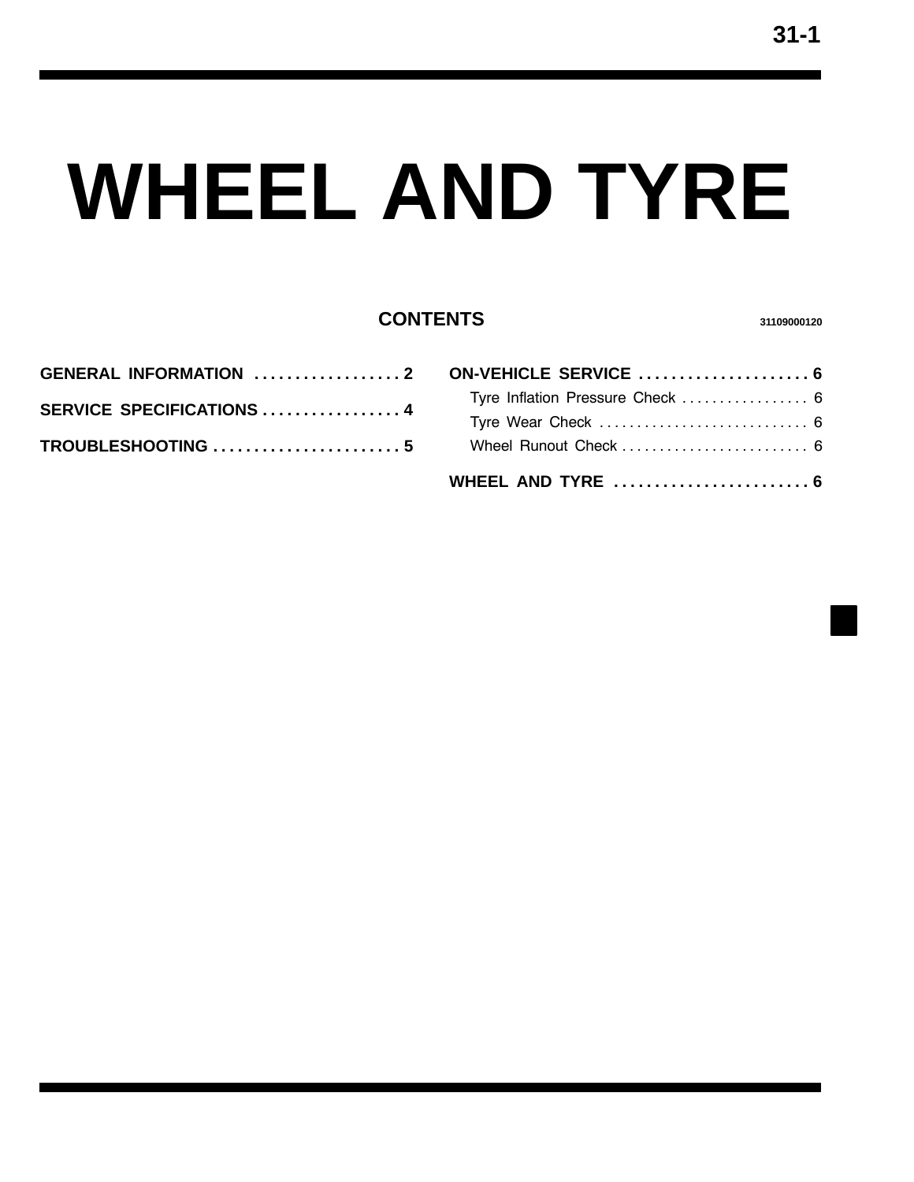# WHEEL AND TYRE

## CONTENTS

31109000120

**GENERAL INFORMATION** . . . . . . . . . . . . . . . . . . 2

**SERVICE SPECIFICATIONS** . . . . . . . . . . . . . . . . . 4

**TROUBLESHOOTING** . . . . . . . . . . . . . . . . . . . . . . . 5

**ON-VEHICLE SERVICE** . . . . . . . . . . . . . . . . . . . . . 6

- Tyre Inflation Pressure Check . . . . . . . . . . . . . . . . . 6
- Tyre Wear Check . . . . . . . . . . . . . . . . . . . . . . . . . . . . 6
- Wheel Runout Check . . . . . . . . . . . . . . . . . . . . . . . . . 6

**WHEEL AND TYRE** . . . . . . . . . . . . . . . . . . . . . . . . 6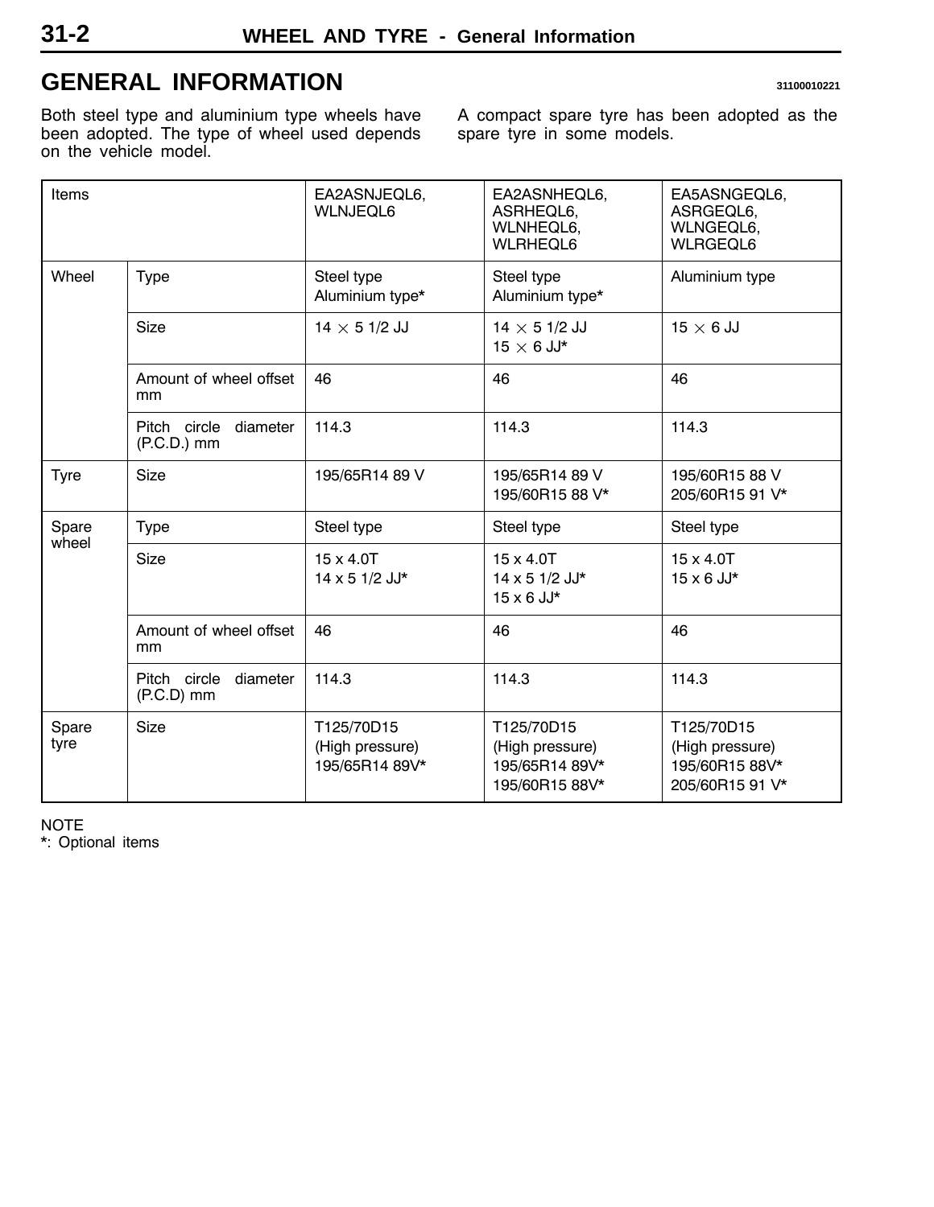# GENERAL INFORMATION

31100010221

Both steel type and aluminium type wheels have been adopted. The type of wheel used depends on the vehicle model.

A compact spare tyre has been adopted as the spare tyre in some models.

| Items | | EA2ASNJEQL6, WLNJEQL6 | EA2ASNHEQL6, ASRHEQL6, WLNHEQL6, WLRHEQL6 | EA5ASNGEQL6, ASRGEQL6, WLNGEQL6, WLRGEQL6 |
|---|---|---|---|---|
| Wheel | Type | Steel type<br>Aluminium type* | Steel type<br>Aluminium type* | Aluminium type |
| | Size | 14 × 5 1/2 JJ | 14 × 5 1/2 JJ<br>15 × 6 JJ* | 15 × 6 JJ |
| | Amount of wheel offset mm | 46 | 46 | 46 |
| | Pitch circle diameter (P.C.D.) mm | 114.3 | 114.3 | 114.3 |
| Tyre | Size | 195/65R14 89 V | 195/65R14 89 V<br>195/60R15 88 V* | 195/60R15 88 V<br>205/60R15 91 V* |
| Spare wheel | Type | Steel type | Steel type | Steel type |
| | Size | 15 x 4.0T<br>14 x 5 1/2 JJ* | 15 x 4.0T<br>14 x 5 1/2 JJ*<br>15 x 6 JJ* | 15 x 4.0T<br>15 x 6 JJ* |
| | Amount of wheel offset mm | 46 | 46 | 46 |
| | Pitch circle diameter (P.C.D) mm | 114.3 | 114.3 | 114.3 |
| Spare tyre | Size | T125/70D15<br>(High pressure)<br>195/65R14 89V* | T125/70D15<br>(High pressure)<br>195/65R14 89V*<br>195/60R15 88V* | T125/70D15<br>(High pressure)<br>195/60R15 88V*<br>205/60R15 91 V* |

NOTE
*: Optional items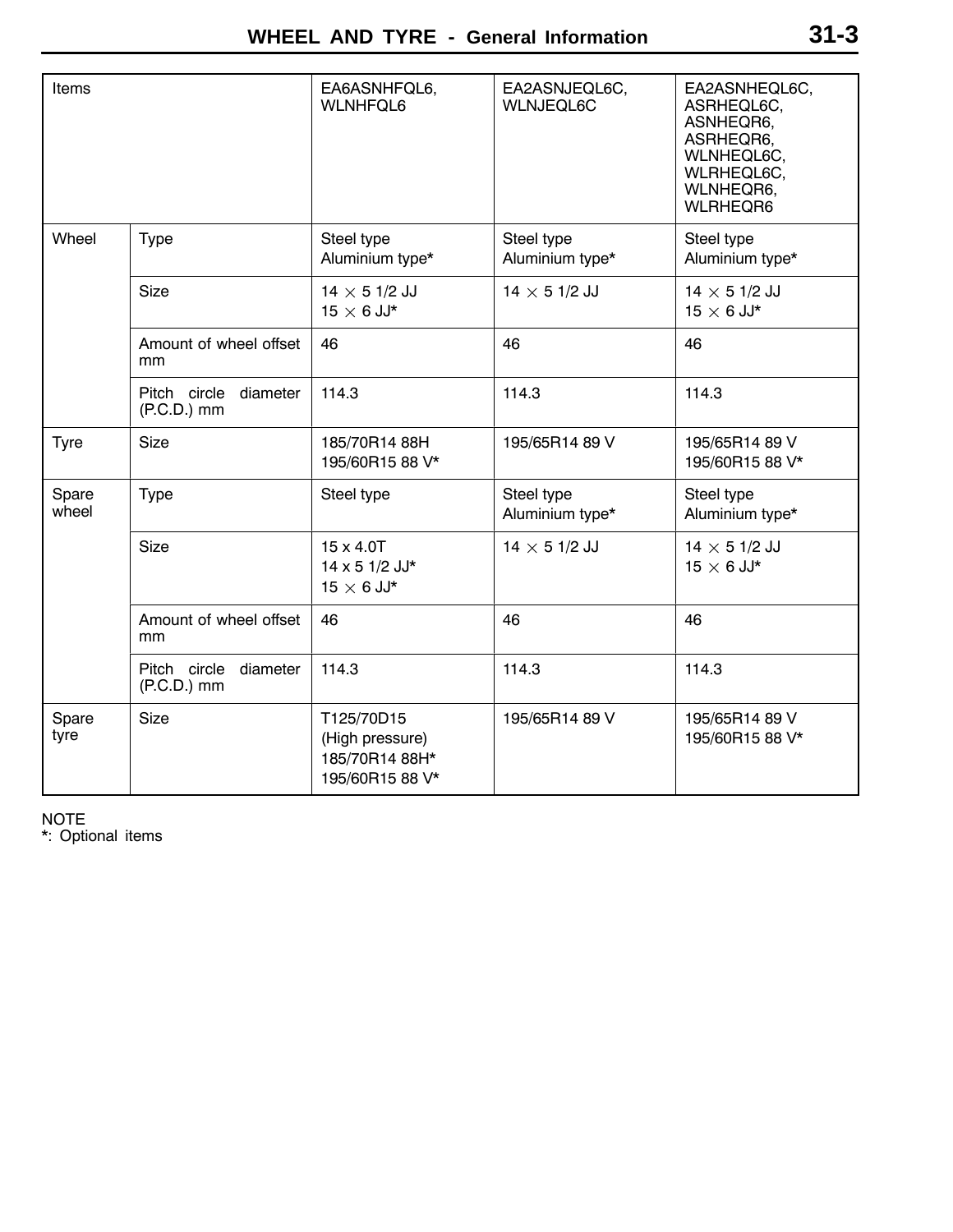| Items | | EA6ASNHFQL6, WLNHFQL6 | EA2ASNJEQL6C, WLNJEQL6C | EA2ASNHEQL6C, ASRHEQL6C, ASNHEQR6, ASRHEQR6, WLNHEQL6C, WLRHEQL6C, WLNHEQR6, WLRHEQR6 |
|---|---|---|---|---|
| Wheel | Type | Steel type<br>Aluminium type* | Steel type<br>Aluminium type* | Steel type<br>Aluminium type* |
| | Size | 14 × 5 1/2 JJ<br>15 × 6 JJ* | 14 × 5 1/2 JJ | 14 × 5 1/2 JJ<br>15 × 6 JJ* |
| | Amount of wheel offset mm | 46 | 46 | 46 |
| | Pitch circle diameter (P.C.D.) mm | 114.3 | 114.3 | 114.3 |
| Tyre | Size | 185/70R14 88H<br>195/60R15 88 V* | 195/65R14 89 V | 195/65R14 89 V<br>195/60R15 88 V* |
| Spare wheel | Type | Steel type | Steel type<br>Aluminium type* | Steel type<br>Aluminium type* |
| | Size | 15 x 4.0T<br>14 x 5 1/2 JJ*<br>15 × 6 JJ* | 14 × 5 1/2 JJ | 14 × 5 1/2 JJ<br>15 × 6 JJ* |
| | Amount of wheel offset mm | 46 | 46 | 46 |
| | Pitch circle diameter (P.C.D.) mm | 114.3 | 114.3 | 114.3 |
| Spare tyre | Size | T125/70D15<br>(High pressure)<br>185/70R14 88H*<br>195/60R15 88 V* | 195/65R14 89 V | 195/65R14 89 V<br>195/60R15 88 V* |

NOTE
*: Optional items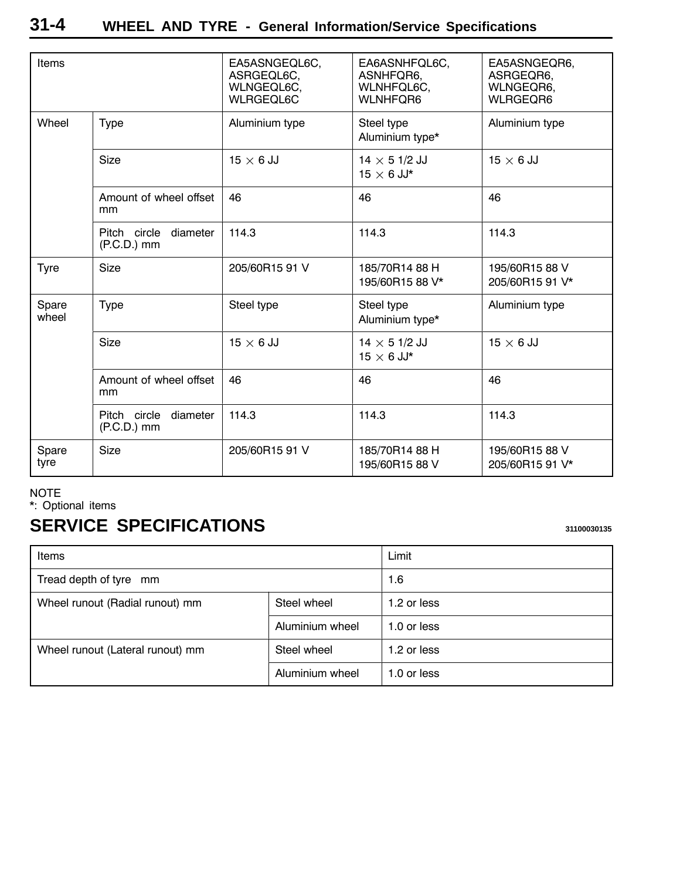| Items | | EA5ASNGEQL6C, ASRGEQL6C, WLNGEQL6C, WLRGEQL6C | EA6ASNHFQL6C, ASNHFQR6, WLNHFQL6C, WLNHFQR6 | EA5ASNGEQR6, ASRGEQR6, WLNGEQR6, WLRGEQR6 |
|---|---|---|---|---|
| Wheel | Type | Aluminium type | Steel type<br>Aluminium type* | Aluminium type |
| | Size | 15 × 6 JJ | 14 × 5 1/2 JJ<br>15 × 6 JJ* | 15 × 6 JJ |
| | Amount of wheel offset mm | 46 | 46 | 46 |
| | Pitch circle diameter (P.C.D.) mm | 114.3 | 114.3 | 114.3 |
| Tyre | Size | 205/60R15 91 V | 185/70R14 88 H<br>195/60R15 88 V* | 195/60R15 88 V<br>205/60R15 91 V* |
| Spare wheel | Type | Steel type | Steel type<br>Aluminium type* | Aluminium type |
| | Size | 15 × 6 JJ | 14 × 5 1/2 JJ<br>15 × 6 JJ* | 15 × 6 JJ |
| | Amount of wheel offset mm | 46 | 46 | 46 |
| | Pitch circle diameter (P.C.D.) mm | 114.3 | 114.3 | 114.3 |
| Spare tyre | Size | 205/60R15 91 V | 185/70R14 88 H<br>195/60R15 88 V | 195/60R15 88 V<br>205/60R15 91 V* |

NOTE
*: Optional items

## SERVICE SPECIFICATIONS

31100030135

| Items | | Limit |
|---|---|---|
| Tread depth of tyre mm | | 1.6 |
| Wheel runout (Radial runout) mm | Steel wheel | 1.2 or less |
| | Aluminium wheel | 1.0 or less |
| Wheel runout (Lateral runout) mm | Steel wheel | 1.2 or less |
| | Aluminium wheel | 1.0 or less |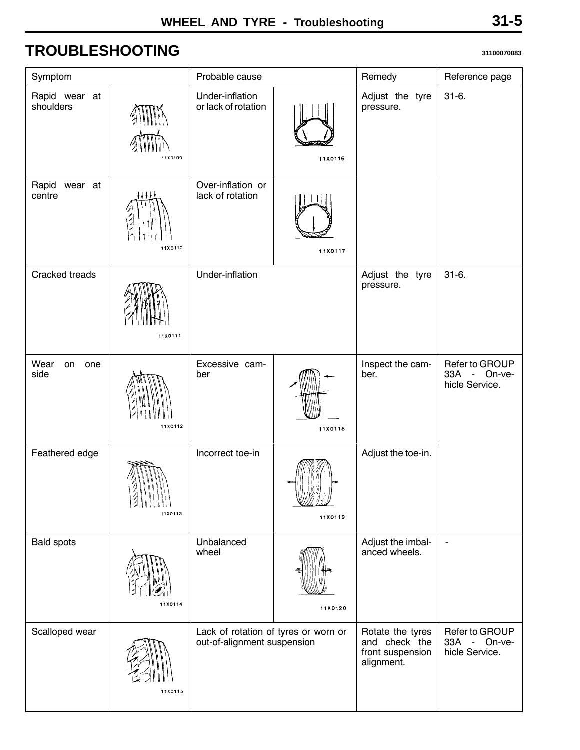## TROUBLESHOOTING

31100070083

| Symptom | | Probable cause | | Remedy | Reference page |
|---|---|---|---|---|---|
| Rapid wear at shoulders | 11X0109 | Under-inflation or lack of rotation | 11X0116 | Adjust the tyre pressure. | 31-6. |
| Rapid wear at centre | 11X0110 | Over-inflation or lack of rotation | 11X0117 | | |
| Cracked treads | 11X0111 | Under-inflation | | Adjust the tyre pressure. | 31-6. |
| Wear on one side | 11X0112 | Excessive camber | 11X0118 | Inspect the camber. | Refer to GROUP 33A - On-vehicle Service. |
| Feathered edge | 11X0113 | Incorrect toe-in | 11X0119 | Adjust the toe-in. | |
| Bald spots | 11X0114 | Unbalanced wheel | 11X0120 | Adjust the imbalanced wheels. | - |
| Scalloped wear | 11X0115 | Lack of rotation of tyres or worn or out-of-alignment suspension | | Rotate the tyres and check the front suspension alignment. | Refer to GROUP 33A - On-vehicle Service. |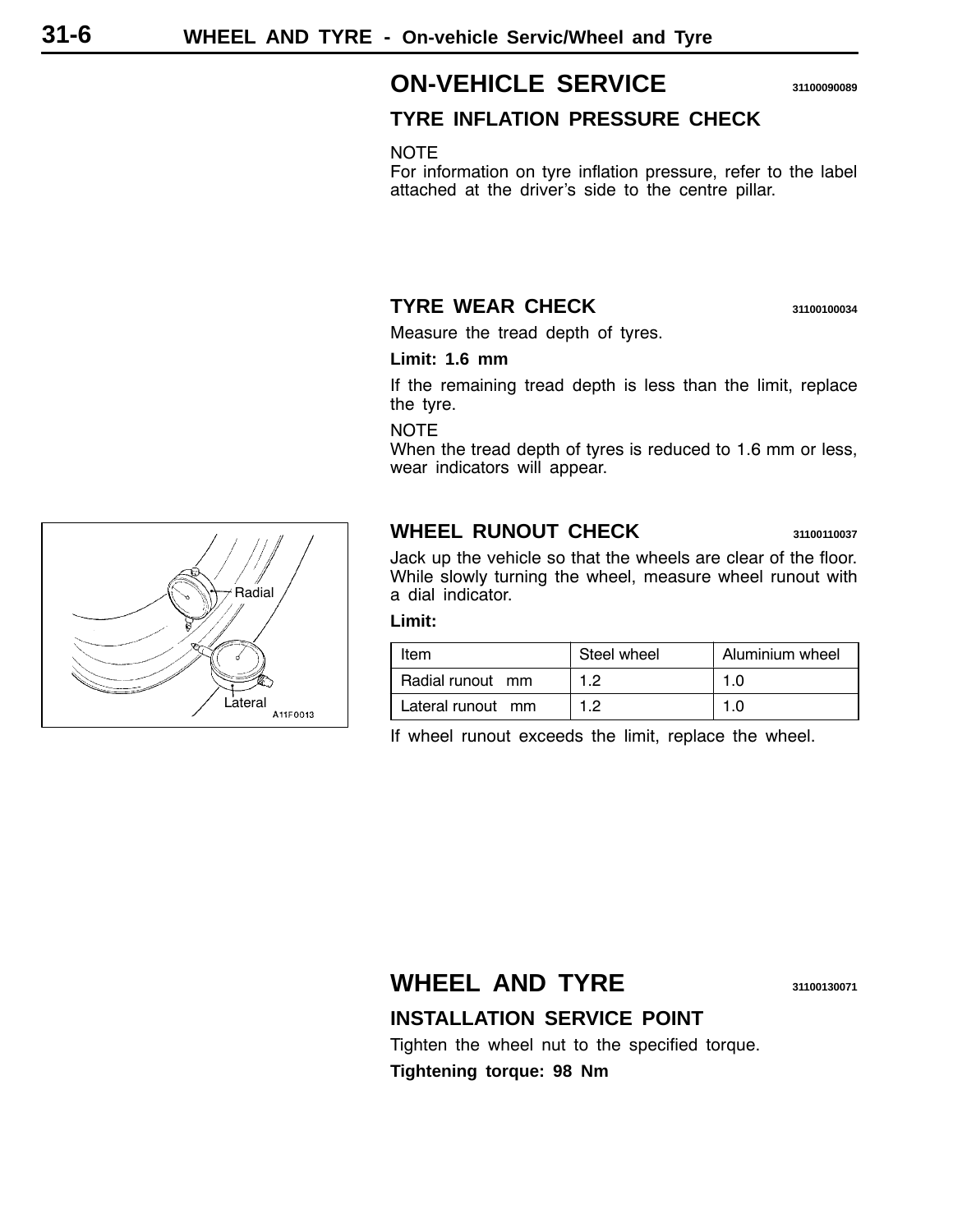## ON-VEHICLE SERVICE 31100090089

### TYRE INFLATION PRESSURE CHECK

NOTE
For information on tyre inflation pressure, refer to the label attached at the driver's side to the centre pillar.

### TYRE WEAR CHECK 31100100034

Measure the tread depth of tyres.

**Limit: 1.6 mm**

If the remaining tread depth is less than the limit, replace the tyre.

NOTE
When the tread depth of tyres is reduced to 1.6 mm or less, wear indicators will appear.

### WHEEL RUNOUT CHECK 31100110037

Radial

Lateral

A11F0013

Jack up the vehicle so that the wheels are clear of the floor. While slowly turning the wheel, measure wheel runout with a dial indicator.

**Limit:**

| Item | Steel wheel | Aluminium wheel |
|---|---|---|
| Radial runout mm | 1.2 | 1.0 |
| Lateral runout mm | 1.2 | 1.0 |

If wheel runout exceeds the limit, replace the wheel.

## WHEEL AND TYRE 31100130071

### INSTALLATION SERVICE POINT

Tighten the wheel nut to the specified torque.

**Tightening torque: 98 Nm**